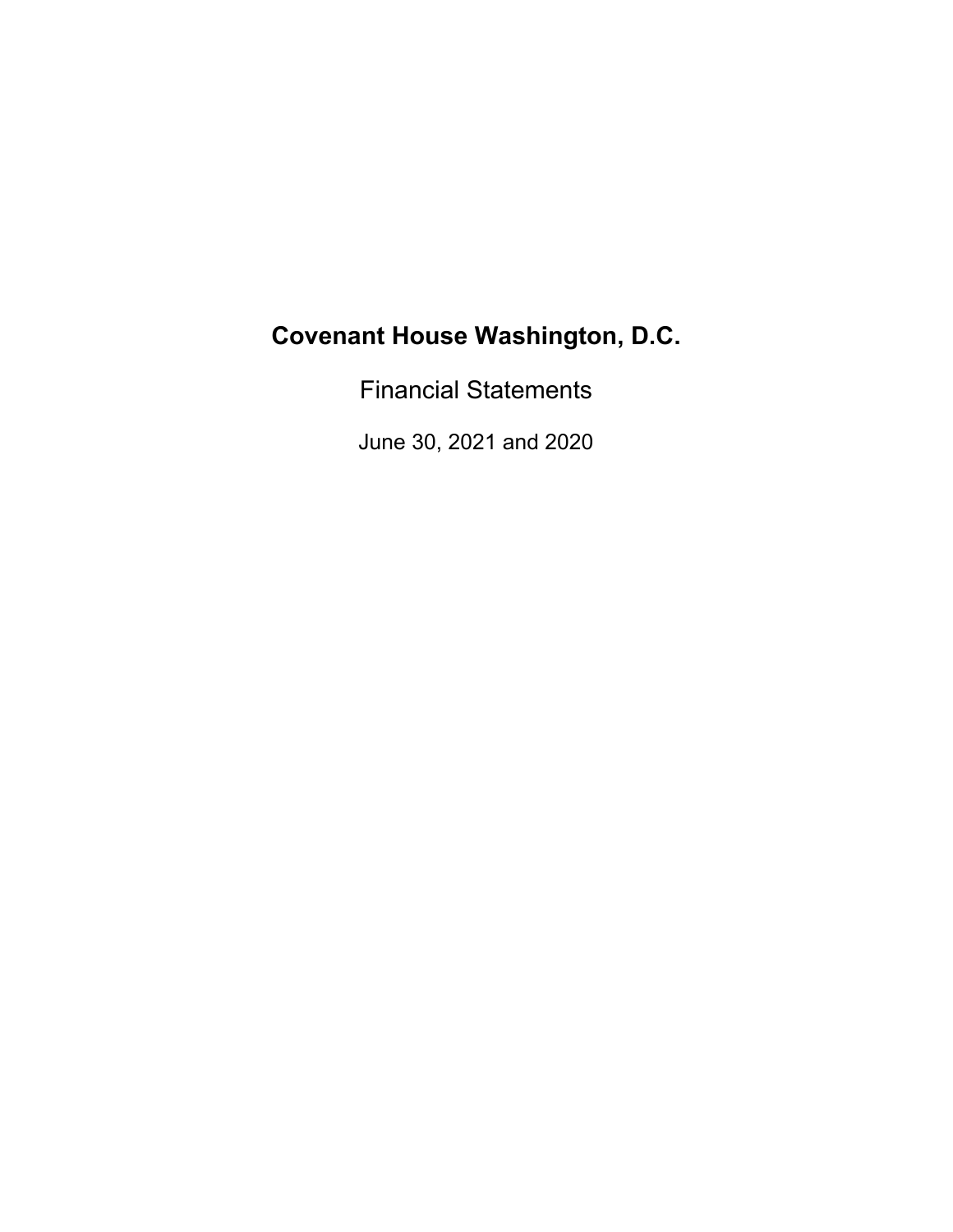# Covenant House Washington, D.C.

Financial Statements

June 30, 2021 and 2020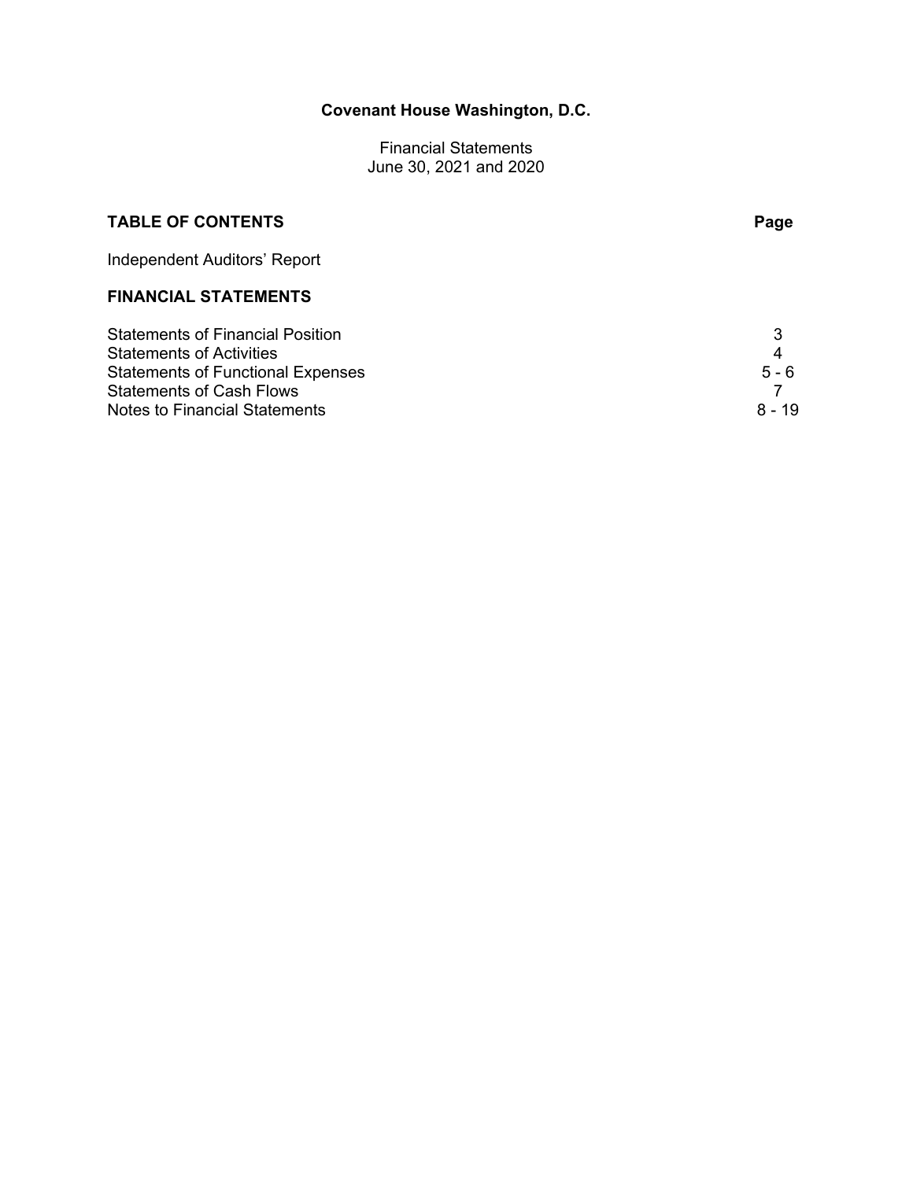# Covenant House Washington, D.C.

Financial Statements
June 30, 2021 and 2020

| **TABLE OF CONTENTS** | **Page** |
|---|---|
| Independent Auditors' Report | |
| **FINANCIAL STATEMENTS** | |
| Statements of Financial Position | 3 |
| Statements of Activities | 4 |
| Statements of Functional Expenses | 5 - 6 |
| Statements of Cash Flows | 7 |
| Notes to Financial Statements | 8 - 19 |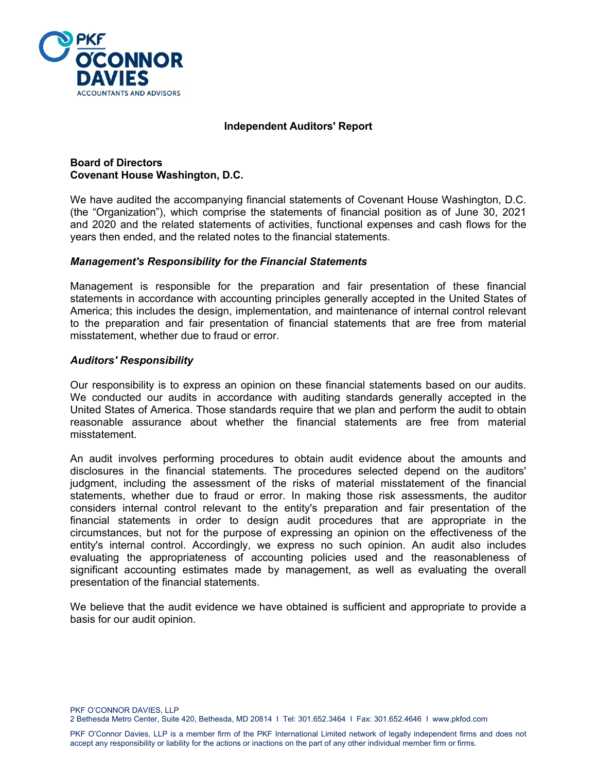# Independent Auditors' Report

**Board of Directors**
**Covenant House Washington, D.C.**

We have audited the accompanying financial statements of Covenant House Washington, D.C. (the "Organization"), which comprise the statements of financial position as of June 30, 2021 and 2020 and the related statements of activities, functional expenses and cash flows for the years then ended, and the related notes to the financial statements.

### *Management's Responsibility for the Financial Statements*

Management is responsible for the preparation and fair presentation of these financial statements in accordance with accounting principles generally accepted in the United States of America; this includes the design, implementation, and maintenance of internal control relevant to the preparation and fair presentation of financial statements that are free from material misstatement, whether due to fraud or error.

### *Auditors' Responsibility*

Our responsibility is to express an opinion on these financial statements based on our audits. We conducted our audits in accordance with auditing standards generally accepted in the United States of America. Those standards require that we plan and perform the audit to obtain reasonable assurance about whether the financial statements are free from material misstatement.

An audit involves performing procedures to obtain audit evidence about the amounts and disclosures in the financial statements. The procedures selected depend on the auditors' judgment, including the assessment of the risks of material misstatement of the financial statements, whether due to fraud or error. In making those risk assessments, the auditor considers internal control relevant to the entity's preparation and fair presentation of the financial statements in order to design audit procedures that are appropriate in the circumstances, but not for the purpose of expressing an opinion on the effectiveness of the entity's internal control. Accordingly, we express no such opinion. An audit also includes evaluating the appropriateness of accounting policies used and the reasonableness of significant accounting estimates made by management, as well as evaluating the overall presentation of the financial statements.

We believe that the audit evidence we have obtained is sufficient and appropriate to provide a basis for our audit opinion.

PKF O'CONNOR DAVIES, LLP
2 Bethesda Metro Center, Suite 420, Bethesda, MD 20814 I Tel: 301.652.3464 I Fax: 301.652.4646 I www.pkfod.com

PKF O'Connor Davies, LLP is a member firm of the PKF International Limited network of legally independent firms and does not accept any responsibility or liability for the actions or inactions on the part of any other individual member firm or firms.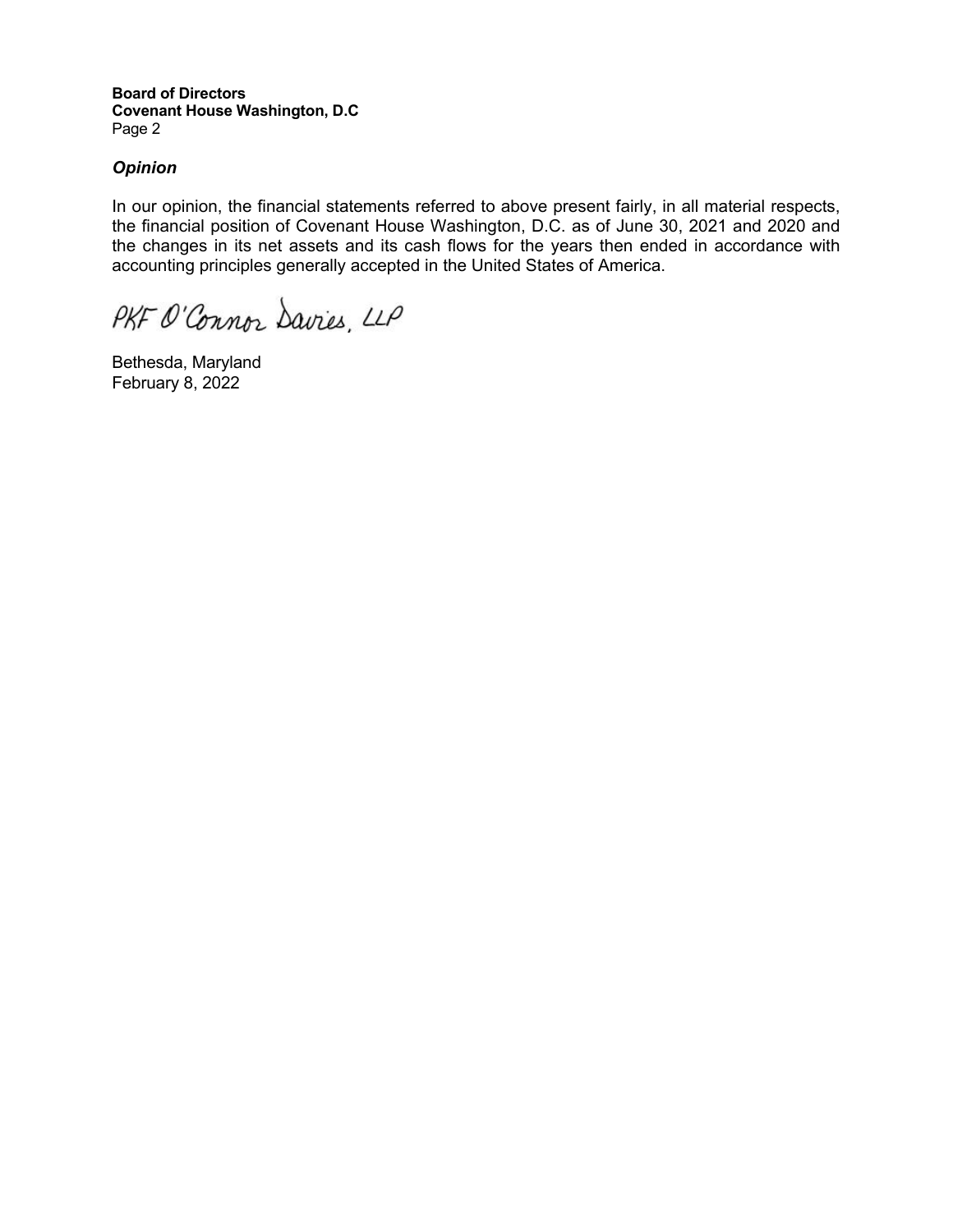**Board of Directors**
**Covenant House Washington, D.C**
Page 2

### *Opinion*

In our opinion, the financial statements referred to above present fairly, in all material respects, the financial position of Covenant House Washington, D.C. as of June 30, 2021 and 2020 and the changes in its net assets and its cash flows for the years then ended in accordance with accounting principles generally accepted in the United States of America.

PKF O'Connor Davies, LLP

Bethesda, Maryland
February 8, 2022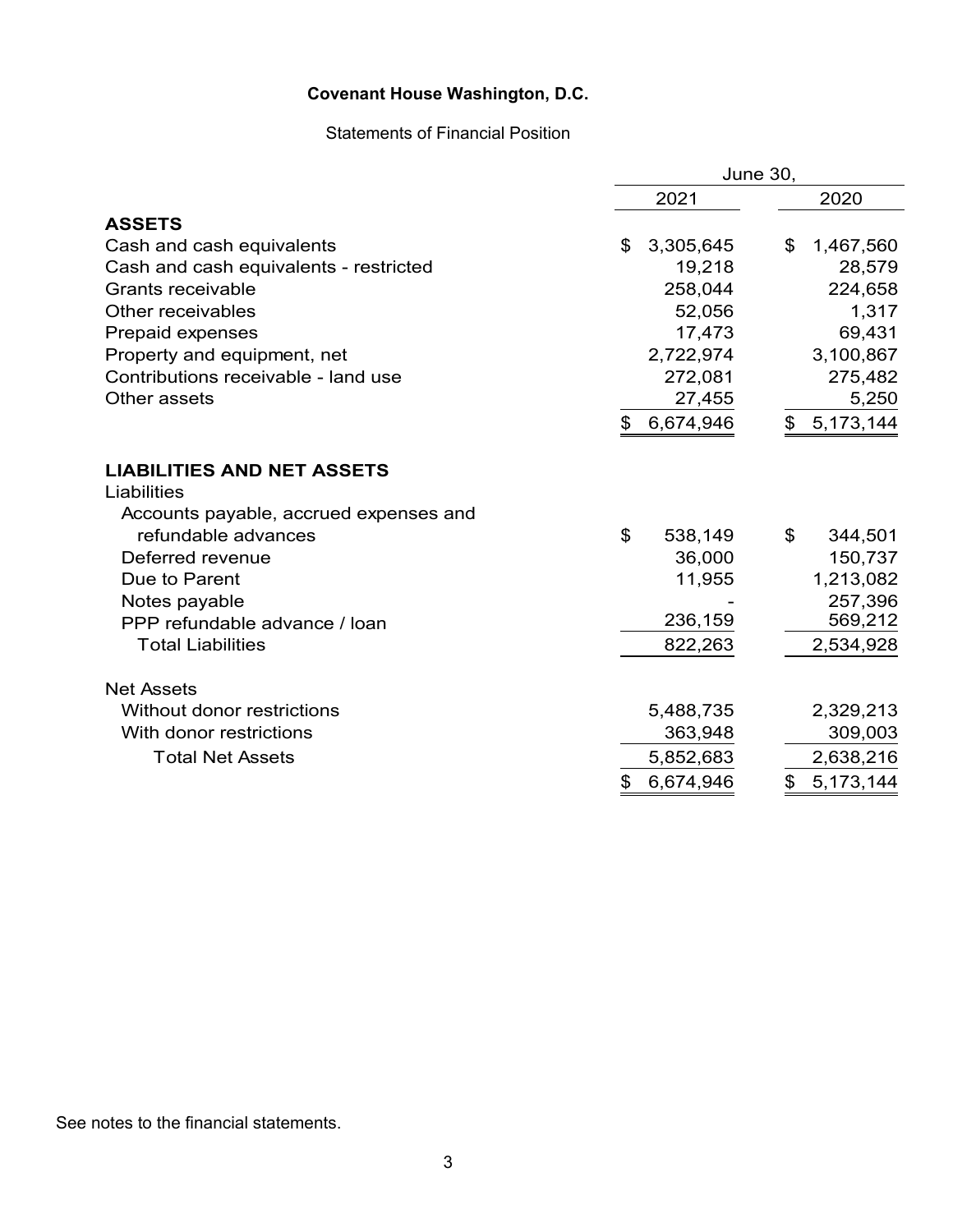# Covenant House Washington, D.C.

Statements of Financial Position

| | June 30, 2021 | June 30, 2020 |
|---|---|---|
| **ASSETS** | | |
| Cash and cash equivalents | $ 3,305,645 | $ 1,467,560 |
| Cash and cash equivalents - restricted | 19,218 | 28,579 |
| Grants receivable | 258,044 | 224,658 |
| Other receivables | 52,056 | 1,317 |
| Prepaid expenses | 17,473 | 69,431 |
| Property and equipment, net | 2,722,974 | 3,100,867 |
| Contributions receivable - land use | 272,081 | 275,482 |
| Other assets | 27,455 | 5,250 |
| | $ 6,674,946 | $ 5,173,144 |
| **LIABILITIES AND NET ASSETS** | | |
| Liabilities | | |
| Accounts payable, accrued expenses and refundable advances | $ 538,149 | $ 344,501 |
| Deferred revenue | 36,000 | 150,737 |
| Due to Parent | 11,955 | 1,213,082 |
| Notes payable | - | 257,396 |
| PPP refundable advance / loan | 236,159 | 569,212 |
| Total Liabilities | 822,263 | 2,534,928 |
| Net Assets | | |
| Without donor restrictions | 5,488,735 | 2,329,213 |
| With donor restrictions | 363,948 | 309,003 |
| Total Net Assets | 5,852,683 | 2,638,216 |
| | $ 6,674,946 | $ 5,173,144 |

See notes to the financial statements.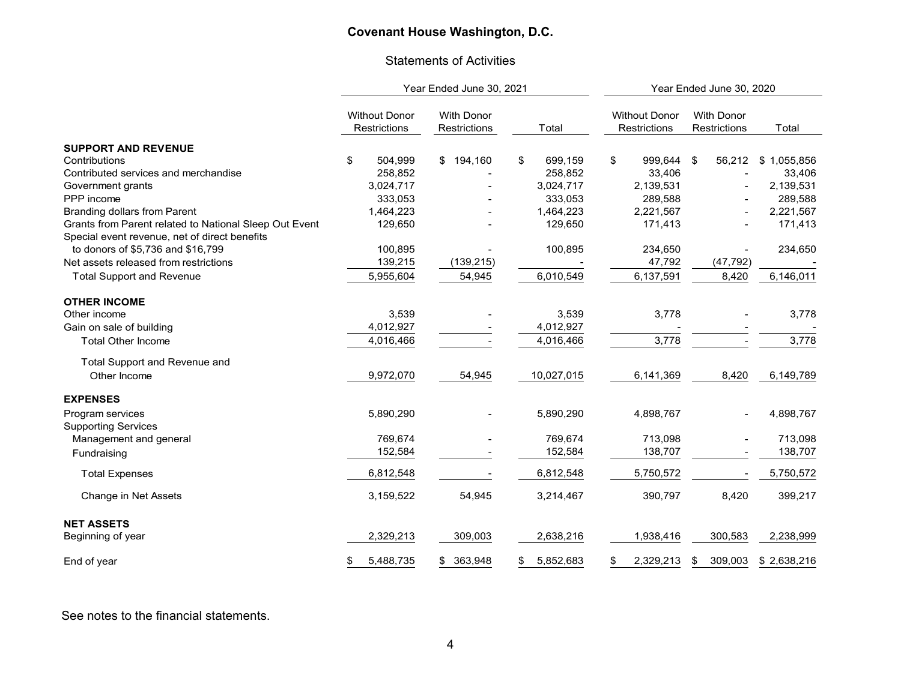# Covenant House Washington, D.C.

## Statements of Activities

| | Year Ended June 30, 2021 | | | Year Ended June 30, 2020 | | |
|---|---|---|---|---|---|---|
| | Without Donor Restrictions | With Donor Restrictions | Total | Without Donor Restrictions | With Donor Restrictions | Total |
| **SUPPORT AND REVENUE** | | | | | | |
| Contributions | $ 504,999 | $ 194,160 | $ 699,159 | $ 999,644 | $ 56,212 | $ 1,055,856 |
| Contributed services and merchandise | 258,852 | - | 258,852 | 33,406 | - | 33,406 |
| Government grants | 3,024,717 | - | 3,024,717 | 2,139,531 | - | 2,139,531 |
| PPP income | 333,053 | - | 333,053 | 289,588 | - | 289,588 |
| Branding dollars from Parent | 1,464,223 | - | 1,464,223 | 2,221,567 | - | 2,221,567 |
| Grants from Parent related to National Sleep Out Event | 129,650 | - | 129,650 | 171,413 | - | 171,413 |
| Special event revenue, net of direct benefits to donors of $5,736 and $16,799 | 100,895 | - | 100,895 | 234,650 | - | 234,650 |
| Net assets released from restrictions | 139,215 | (139,215) | - | 47,792 | (47,792) | - |
| Total Support and Revenue | 5,955,604 | 54,945 | 6,010,549 | 6,137,591 | 8,420 | 6,146,011 |
| **OTHER INCOME** | | | | | | |
| Other income | 3,539 | - | 3,539 | 3,778 | - | 3,778 |
| Gain on sale of building | 4,012,927 | - | 4,012,927 | - | - | - |
| Total Other Income | 4,016,466 | - | 4,016,466 | 3,778 | - | 3,778 |
| Total Support and Revenue and Other Income | 9,972,070 | 54,945 | 10,027,015 | 6,141,369 | 8,420 | 6,149,789 |
| **EXPENSES** | | | | | | |
| Program services | 5,890,290 | - | 5,890,290 | 4,898,767 | - | 4,898,767 |
| Supporting Services | | | | | | |
| Management and general | 769,674 | - | 769,674 | 713,098 | - | 713,098 |
| Fundraising | 152,584 | - | 152,584 | 138,707 | - | 138,707 |
| Total Expenses | 6,812,548 | - | 6,812,548 | 5,750,572 | - | 5,750,572 |
| Change in Net Assets | 3,159,522 | 54,945 | 3,214,467 | 390,797 | 8,420 | 399,217 |
| **NET ASSETS** | | | | | | |
| Beginning of year | 2,329,213 | 309,003 | 2,638,216 | 1,938,416 | 300,583 | 2,238,999 |
| End of year | $ 5,488,735 | $ 363,948 | $ 5,852,683 | $ 2,329,213 | $ 309,003 | $ 2,638,216 |

See notes to the financial statements.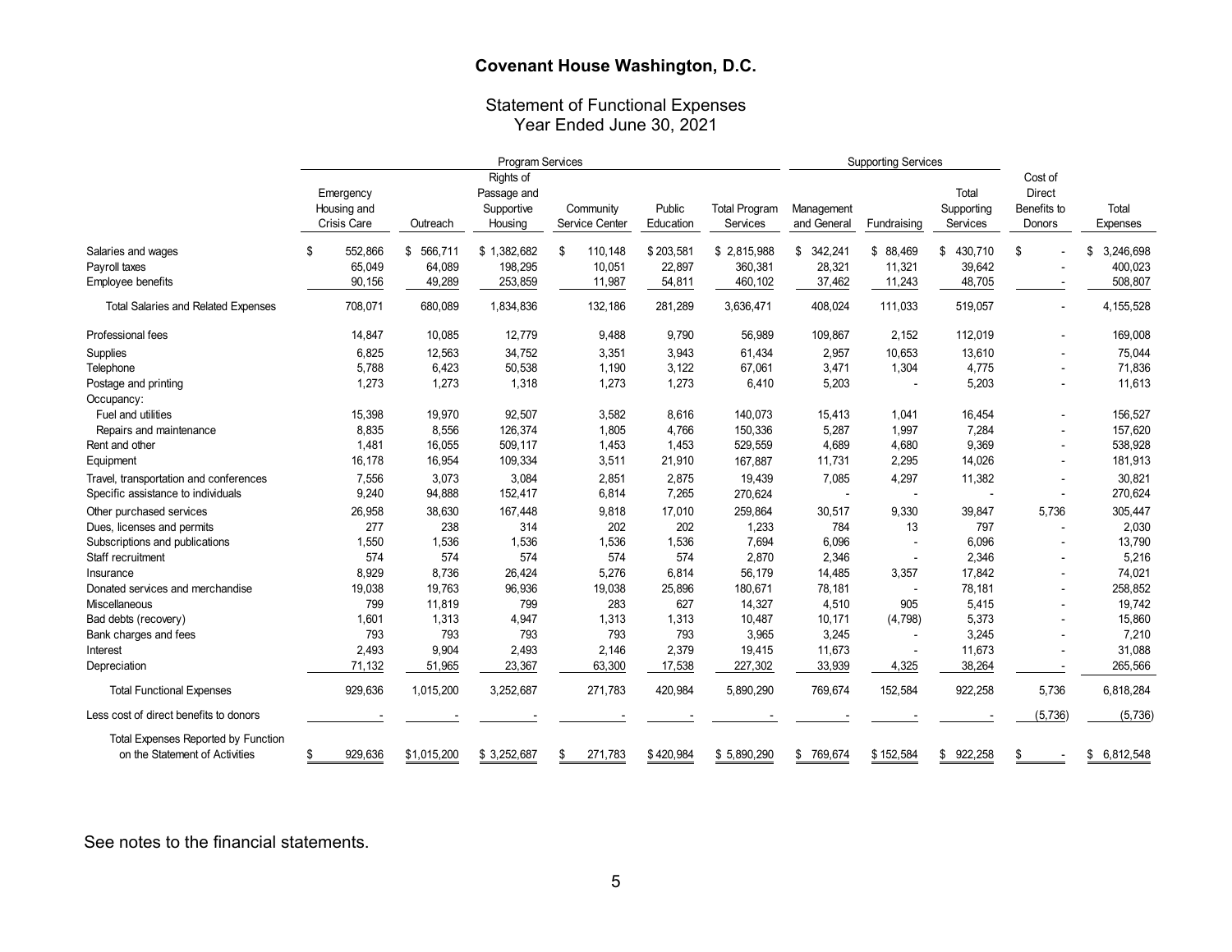# Covenant House Washington, D.C.

## Statement of Functional Expenses
Year Ended June 30, 2021

| | Program Services | | | | | | Supporting Services | | | | |
|---|---|---|---|---|---|---|---|---|---|---|---|
| | Emergency Housing and Crisis Care | Outreach | Rights of Passage and Supportive Housing | Community Service Center | Public Education | Total Program Services | Management and General | Fundraising | Total Supporting Services | Cost of Direct Benefits to Donors | Total Expenses |
| Salaries and wages | $ 552,866 | $ 566,711 | $ 1,382,682 | $ 110,148 | $ 203,581 | $ 2,815,988 | $ 342,241 | $ 88,469 | $ 430,710 | $ - | $ 3,246,698 |
| Payroll taxes | 65,049 | 64,089 | 198,295 | 10,051 | 22,897 | 360,381 | 28,321 | 11,321 | 39,642 | - | 400,023 |
| Employee benefits | 90,156 | 49,289 | 253,859 | 11,987 | 54,811 | 460,102 | 37,462 | 11,243 | 48,705 | - | 508,807 |
| Total Salaries and Related Expenses | 708,071 | 680,089 | 1,834,836 | 132,186 | 281,289 | 3,636,471 | 408,024 | 111,033 | 519,057 | - | 4,155,528 |
| Professional fees | 14,847 | 10,085 | 12,779 | 9,488 | 9,790 | 56,989 | 109,867 | 2,152 | 112,019 | - | 169,008 |
| Supplies | 6,825 | 12,563 | 34,752 | 3,351 | 3,943 | 61,434 | 2,957 | 10,653 | 13,610 | - | 75,044 |
| Telephone | 5,788 | 6,423 | 50,538 | 1,190 | 3,122 | 67,061 | 3,471 | 1,304 | 4,775 | - | 71,836 |
| Postage and printing | 1,273 | 1,273 | 1,318 | 1,273 | 1,273 | 6,410 | 5,203 | - | 5,203 | - | 11,613 |
| Occupancy: | | | | | | | | | | | |
| Fuel and utilities | 15,398 | 19,970 | 92,507 | 3,582 | 8,616 | 140,073 | 15,413 | 1,041 | 16,454 | - | 156,527 |
| Repairs and maintenance | 8,835 | 8,556 | 126,374 | 1,805 | 4,766 | 150,336 | 5,287 | 1,997 | 7,284 | - | 157,620 |
| Rent and other | 1,481 | 16,055 | 509,117 | 1,453 | 1,453 | 529,559 | 4,689 | 4,680 | 9,369 | - | 538,928 |
| Equipment | 16,178 | 16,954 | 109,334 | 3,511 | 21,910 | 167,887 | 11,731 | 2,295 | 14,026 | - | 181,913 |
| Travel, transportation and conferences | 7,556 | 3,073 | 3,084 | 2,851 | 2,875 | 19,439 | 7,085 | 4,297 | 11,382 | - | 30,821 |
| Specific assistance to individuals | 9,240 | 94,888 | 152,417 | 6,814 | 7,265 | 270,624 | - | - | - | - | 270,624 |
| Other purchased services | 26,958 | 38,630 | 167,448 | 9,818 | 17,010 | 259,864 | 30,517 | 9,330 | 39,847 | 5,736 | 305,447 |
| Dues, licenses and permits | 277 | 238 | 314 | 202 | 202 | 1,233 | 784 | 13 | 797 | - | 2,030 |
| Subscriptions and publications | 1,550 | 1,536 | 1,536 | 1,536 | 1,536 | 7,694 | 6,096 | - | 6,096 | - | 13,790 |
| Staff recruitment | 574 | 574 | 574 | 574 | 574 | 2,870 | 2,346 | - | 2,346 | - | 5,216 |
| Insurance | 8,929 | 8,736 | 26,424 | 5,276 | 6,814 | 56,179 | 14,485 | 3,357 | 17,842 | - | 74,021 |
| Donated services and merchandise | 19,038 | 19,763 | 96,936 | 19,038 | 25,896 | 180,671 | 78,181 | - | 78,181 | - | 258,852 |
| Miscellaneous | 799 | 11,819 | 799 | 283 | 627 | 14,327 | 4,510 | 905 | 5,415 | - | 19,742 |
| Bad debts (recovery) | 1,601 | 1,313 | 4,947 | 1,313 | 1,313 | 10,487 | 10,171 | (4,798) | 5,373 | - | 15,860 |
| Bank charges and fees | 793 | 793 | 793 | 793 | 793 | 3,965 | 3,245 | - | 3,245 | - | 7,210 |
| Interest | 2,493 | 9,904 | 2,493 | 2,146 | 2,379 | 19,415 | 11,673 | - | 11,673 | - | 31,088 |
| Depreciation | 71,132 | 51,965 | 23,367 | 63,300 | 17,538 | 227,302 | 33,939 | 4,325 | 38,264 | - | 265,566 |
| Total Functional Expenses | 929,636 | 1,015,200 | 3,252,687 | 271,783 | 420,984 | 5,890,290 | 769,674 | 152,584 | 922,258 | 5,736 | 6,818,284 |
| Less cost of direct benefits to donors | - | - | - | - | - | - | - | - | - | (5,736) | (5,736) |
| Total Expenses Reported by Function on the Statement of Activities | $ 929,636 | $1,015,200 | $ 3,252,687 | $ 271,783 | $ 420,984 | $ 5,890,290 | $ 769,674 | $ 152,584 | $ 922,258 | $ - | $ 6,812,548 |

See notes to the financial statements.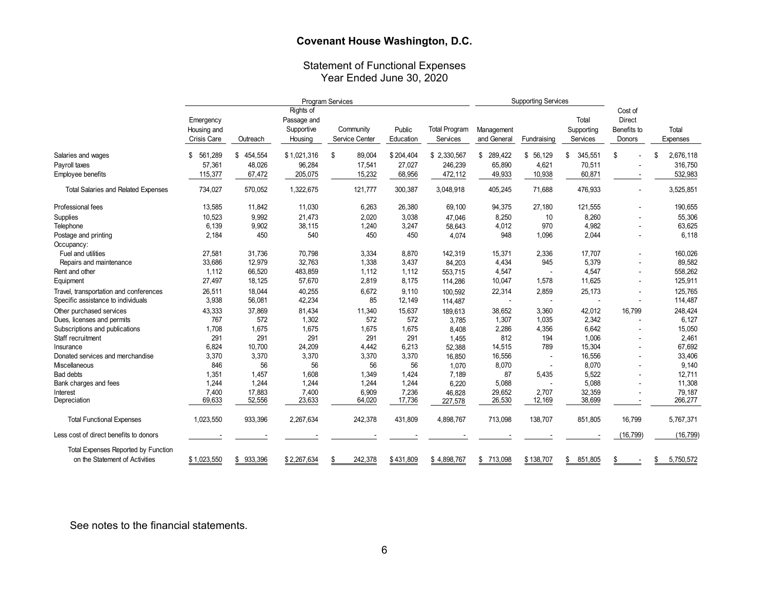# Covenant House Washington, D.C.

## Statement of Functional Expenses
Year Ended June 30, 2020

| | Program Services | | | | | | Supporting Services | | | | |
|---|---|---|---|---|---|---|---|---|---|---|---|
| | Emergency Housing and Crisis Care | Outreach | Rights of Passage and Supportive Housing | Community Service Center | Public Education | Total Program Services | Management and General | Fundraising | Total Supporting Services | Cost of Direct Benefits to Donors | Total Expenses |
| Salaries and wages | $ 561,289 | $ 454,554 | $ 1,021,316 | $ 89,004 | $ 204,404 | $ 2,330,567 | $ 289,422 | $ 56,129 | $ 345,551 | $ - | $ 2,676,118 |
| Payroll taxes | 57,361 | 48,026 | 96,284 | 17,541 | 27,027 | 246,239 | 65,890 | 4,621 | 70,511 | - | 316,750 |
| Employee benefits | 115,377 | 67,472 | 205,075 | 15,232 | 68,956 | 472,112 | 49,933 | 10,938 | 60,871 | - | 532,983 |
| Total Salaries and Related Expenses | 734,027 | 570,052 | 1,322,675 | 121,777 | 300,387 | 3,048,918 | 405,245 | 71,688 | 476,933 | - | 3,525,851 |
| Professional fees | 13,585 | 11,842 | 11,030 | 6,263 | 26,380 | 69,100 | 94,375 | 27,180 | 121,555 | - | 190,655 |
| Supplies | 10,523 | 9,992 | 21,473 | 2,020 | 3,038 | 47,046 | 8,250 | 10 | 8,260 | - | 55,306 |
| Telephone | 6,139 | 9,902 | 38,115 | 1,240 | 3,247 | 58,643 | 4,012 | 970 | 4,982 | - | 63,625 |
| Postage and printing | 2,184 | 450 | 540 | 450 | 450 | 4,074 | 948 | 1,096 | 2,044 | - | 6,118 |
| Occupancy: | | | | | | | | | | | |
| Fuel and utilities | 27,581 | 31,736 | 70,798 | 3,334 | 8,870 | 142,319 | 15,371 | 2,336 | 17,707 | - | 160,026 |
| Repairs and maintenance | 33,686 | 12,979 | 32,763 | 1,338 | 3,437 | 84,203 | 4,434 | 945 | 5,379 | - | 89,582 |
| Rent and other | 1,112 | 66,520 | 483,859 | 1,112 | 1,112 | 553,715 | 4,547 | - | 4,547 | - | 558,262 |
| Equipment | 27,497 | 18,125 | 57,670 | 2,819 | 8,175 | 114,286 | 10,047 | 1,578 | 11,625 | - | 125,911 |
| Travel, transportation and conferences | 26,511 | 18,044 | 40,255 | 6,672 | 9,110 | 100,592 | 22,314 | 2,859 | 25,173 | - | 125,765 |
| Specific assistance to individuals | 3,938 | 56,081 | 42,234 | 85 | 12,149 | 114,487 | - | - | - | - | 114,487 |
| Other purchased services | 43,333 | 37,869 | 81,434 | 11,340 | 15,637 | 189,613 | 38,652 | 3,360 | 42,012 | 16,799 | 248,424 |
| Dues, licenses and permits | 767 | 572 | 1,302 | 572 | 572 | 3,785 | 1,307 | 1,035 | 2,342 | - | 6,127 |
| Subscriptions and publications | 1,708 | 1,675 | 1,675 | 1,675 | 1,675 | 8,408 | 2,286 | 4,356 | 6,642 | - | 15,050 |
| Staff recruitment | 291 | 291 | 291 | 291 | 291 | 1,455 | 812 | 194 | 1,006 | - | 2,461 |
| Insurance | 6,824 | 10,700 | 24,209 | 4,442 | 6,213 | 52,388 | 14,515 | 789 | 15,304 | - | 67,692 |
| Donated services and merchandise | 3,370 | 3,370 | 3,370 | 3,370 | 3,370 | 16,850 | 16,556 | - | 16,556 | - | 33,406 |
| Miscellaneous | 846 | 56 | 56 | 56 | 56 | 1,070 | 8,070 | - | 8,070 | - | 9,140 |
| Bad debts | 1,351 | 1,457 | 1,608 | 1,349 | 1,424 | 7,189 | 87 | 5,435 | 5,522 | - | 12,711 |
| Bank charges and fees | 1,244 | 1,244 | 1,244 | 1,244 | 1,244 | 6,220 | 5,088 | - | 5,088 | - | 11,308 |
| Interest | 7,400 | 17,883 | 7,400 | 6,909 | 7,236 | 46,828 | 29,652 | 2,707 | 32,359 | - | 79,187 |
| Depreciation | 69,633 | 52,556 | 23,633 | 64,020 | 17,736 | 227,578 | 26,530 | 12,169 | 38,699 | - | 266,277 |
| Total Functional Expenses | 1,023,550 | 933,396 | 2,267,634 | 242,378 | 431,809 | 4,898,767 | 713,098 | 138,707 | 851,805 | 16,799 | 5,767,371 |
| Less cost of direct benefits to donors | - | - | - | - | - | - | - | - | - | (16,799) | (16,799) |
| Total Expenses Reported by Function on the Statement of Activities | $ 1,023,550 | $ 933,396 | $ 2,267,634 | $ 242,378 | $ 431,809 | $ 4,898,767 | $ 713,098 | $ 138,707 | $ 851,805 | $ - | $ 5,750,572 |

See notes to the financial statements.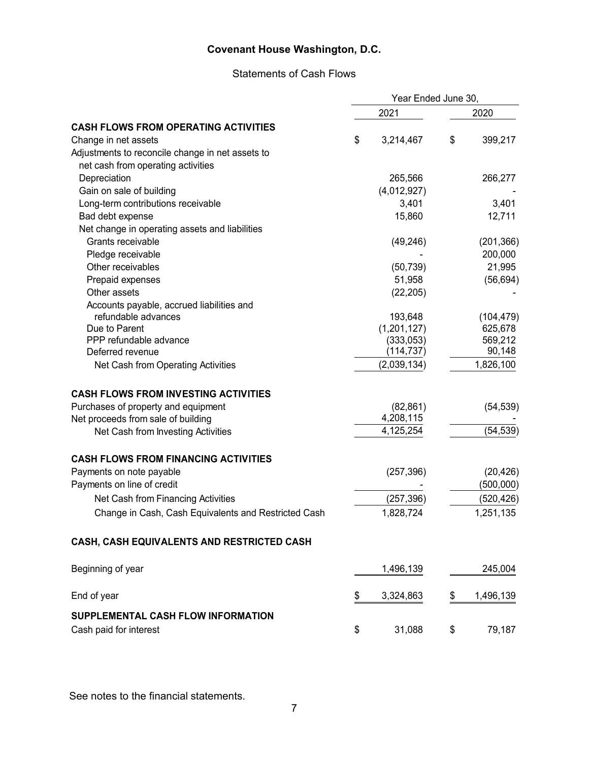# Covenant House Washington, D.C.

## Statements of Cash Flows

| | Year Ended June 30, | |
|---|---|---|
| | 2021 | 2020 |
| **CASH FLOWS FROM OPERATING ACTIVITIES** | | |
| Change in net assets | $ 3,214,467 | $ 399,217 |
| Adjustments to reconcile change in net assets to net cash from operating activities | | |
| Depreciation | 265,566 | 266,277 |
| Gain on sale of building | (4,012,927) | - |
| Long-term contributions receivable | 3,401 | 3,401 |
| Bad debt expense | 15,860 | 12,711 |
| Net change in operating assets and liabilities | | |
| Grants receivable | (49,246) | (201,366) |
| Pledge receivable | - | 200,000 |
| Other receivables | (50,739) | 21,995 |
| Prepaid expenses | 51,958 | (56,694) |
| Other assets | (22,205) | - |
| Accounts payable, accrued liabilities and refundable advances | 193,648 | (104,479) |
| Due to Parent | (1,201,127) | 625,678 |
| PPP refundable advance | (333,053) | 569,212 |
| Deferred revenue | (114,737) | 90,148 |
| Net Cash from Operating Activities | (2,039,134) | 1,826,100 |
| **CASH FLOWS FROM INVESTING ACTIVITIES** | | |
| Purchases of property and equipment | (82,861) | (54,539) |
| Net proceeds from sale of building | 4,208,115 | - |
| Net Cash from Investing Activities | 4,125,254 | (54,539) |
| **CASH FLOWS FROM FINANCING ACTIVITIES** | | |
| Payments on note payable | (257,396) | (20,426) |
| Payments on line of credit | - | (500,000) |
| Net Cash from Financing Activities | (257,396) | (520,426) |
| Change in Cash, Cash Equivalents and Restricted Cash | 1,828,724 | 1,251,135 |
| **CASH, CASH EQUIVALENTS AND RESTRICTED CASH** | | |
| Beginning of year | 1,496,139 | 245,004 |
| End of year | $ 3,324,863 | $ 1,496,139 |
| **SUPPLEMENTAL CASH FLOW INFORMATION** | | |
| Cash paid for interest | $ 31,088 | $ 79,187 |

See notes to the financial statements.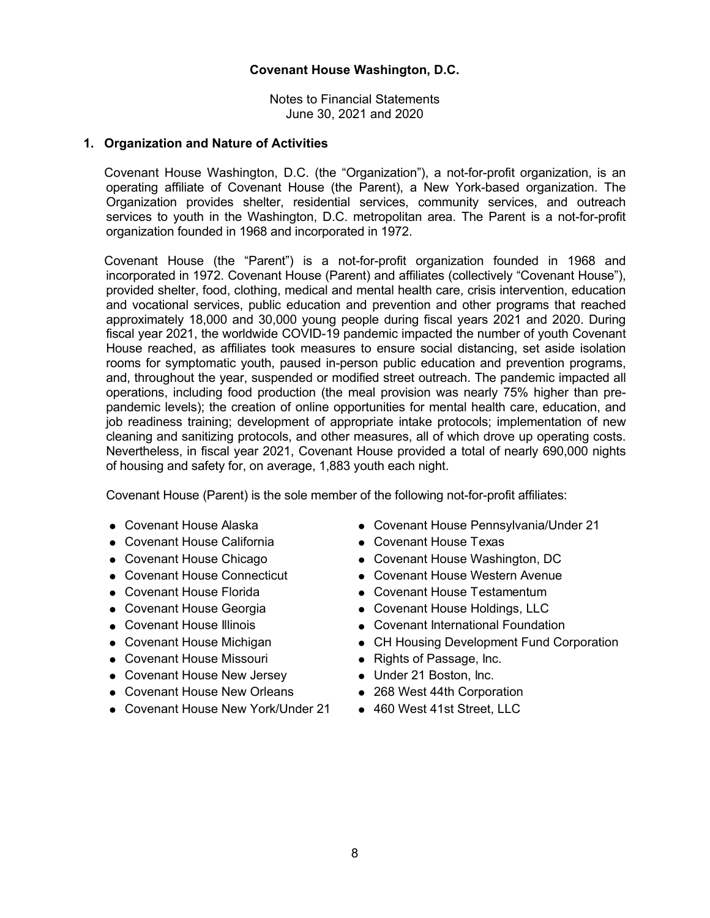# Covenant House Washington, D.C.

Notes to Financial Statements
June 30, 2021 and 2020

## 1. Organization and Nature of Activities

Covenant House Washington, D.C. (the "Organization"), a not-for-profit organization, is an operating affiliate of Covenant House (the Parent), a New York-based organization. The Organization provides shelter, residential services, community services, and outreach services to youth in the Washington, D.C. metropolitan area. The Parent is a not-for-profit organization founded in 1968 and incorporated in 1972.

Covenant House (the "Parent") is a not-for-profit organization founded in 1968 and incorporated in 1972. Covenant House (Parent) and affiliates (collectively "Covenant House"), provided shelter, food, clothing, medical and mental health care, crisis intervention, education and vocational services, public education and prevention and other programs that reached approximately 18,000 and 30,000 young people during fiscal years 2021 and 2020. During fiscal year 2021, the worldwide COVID-19 pandemic impacted the number of youth Covenant House reached, as affiliates took measures to ensure social distancing, set aside isolation rooms for symptomatic youth, paused in-person public education and prevention programs, and, throughout the year, suspended or modified street outreach. The pandemic impacted all operations, including food production (the meal provision was nearly 75% higher than pre-pandemic levels); the creation of online opportunities for mental health care, education, and job readiness training; development of appropriate intake protocols; implementation of new cleaning and sanitizing protocols, and other measures, all of which drove up operating costs. Nevertheless, in fiscal year 2021, Covenant House provided a total of nearly 690,000 nights of housing and safety for, on average, 1,883 youth each night.

Covenant House (Parent) is the sole member of the following not-for-profit affiliates:

- Covenant House Alaska
- Covenant House California
- Covenant House Chicago
- Covenant House Connecticut
- Covenant House Florida
- Covenant House Georgia
- Covenant House Illinois
- Covenant House Michigan
- Covenant House Missouri
- Covenant House New Jersey
- Covenant House New Orleans
- Covenant House New York/Under 21
- Covenant House Pennsylvania/Under 21
- Covenant House Texas
- Covenant House Washington, DC
- Covenant House Western Avenue
- Covenant House Testamentum
- Covenant House Holdings, LLC
- Covenant International Foundation
- CH Housing Development Fund Corporation
- Rights of Passage, Inc.
- Under 21 Boston, Inc.
- 268 West 44th Corporation
- 460 West 41st Street, LLC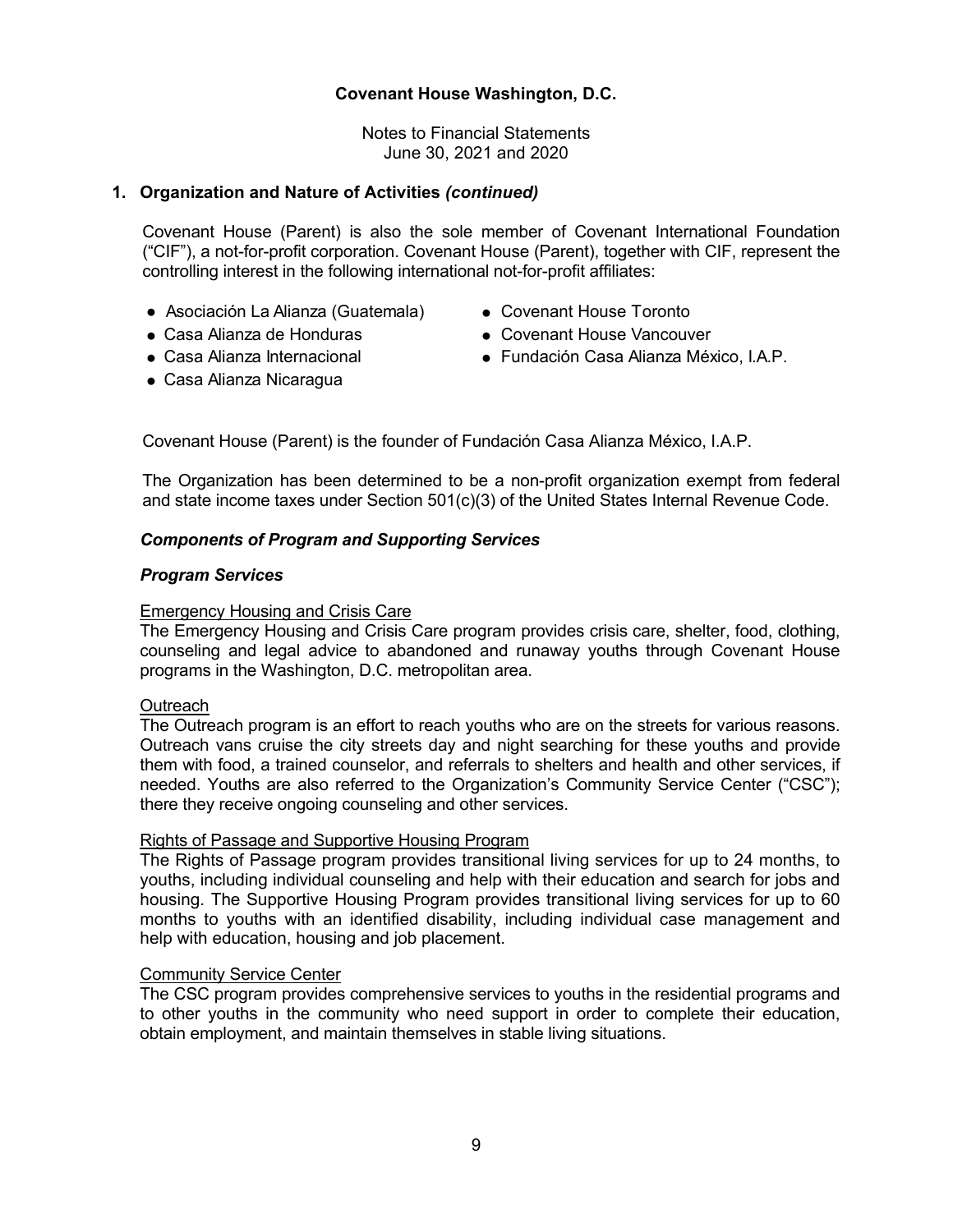## 1. Organization and Nature of Activities *(continued)*

Covenant House (Parent) is also the sole member of Covenant International Foundation ("CIF"), a not-for-profit corporation. Covenant House (Parent), together with CIF, represent the controlling interest in the following international not-for-profit affiliates:

- Asociación La Alianza (Guatemala)
- Casa Alianza de Honduras
- Casa Alianza Internacional
- Casa Alianza Nicaragua
- Covenant House Toronto
- Covenant House Vancouver
- Fundación Casa Alianza México, I.A.P.

Covenant House (Parent) is the founder of Fundación Casa Alianza México, I.A.P.

The Organization has been determined to be a non-profit organization exempt from federal and state income taxes under Section 501(c)(3) of the United States Internal Revenue Code.

### *Components of Program and Supporting Services*

### *Program Services*

Emergency Housing and Crisis Care

The Emergency Housing and Crisis Care program provides crisis care, shelter, food, clothing, counseling and legal advice to abandoned and runaway youths through Covenant House programs in the Washington, D.C. metropolitan area.

Outreach

The Outreach program is an effort to reach youths who are on the streets for various reasons. Outreach vans cruise the city streets day and night searching for these youths and provide them with food, a trained counselor, and referrals to shelters and health and other services, if needed. Youths are also referred to the Organization's Community Service Center ("CSC"); there they receive ongoing counseling and other services.

Rights of Passage and Supportive Housing Program

The Rights of Passage program provides transitional living services for up to 24 months, to youths, including individual counseling and help with their education and search for jobs and housing. The Supportive Housing Program provides transitional living services for up to 60 months to youths with an identified disability, including individual case management and help with education, housing and job placement.

Community Service Center

The CSC program provides comprehensive services to youths in the residential programs and to other youths in the community who need support in order to complete their education, obtain employment, and maintain themselves in stable living situations.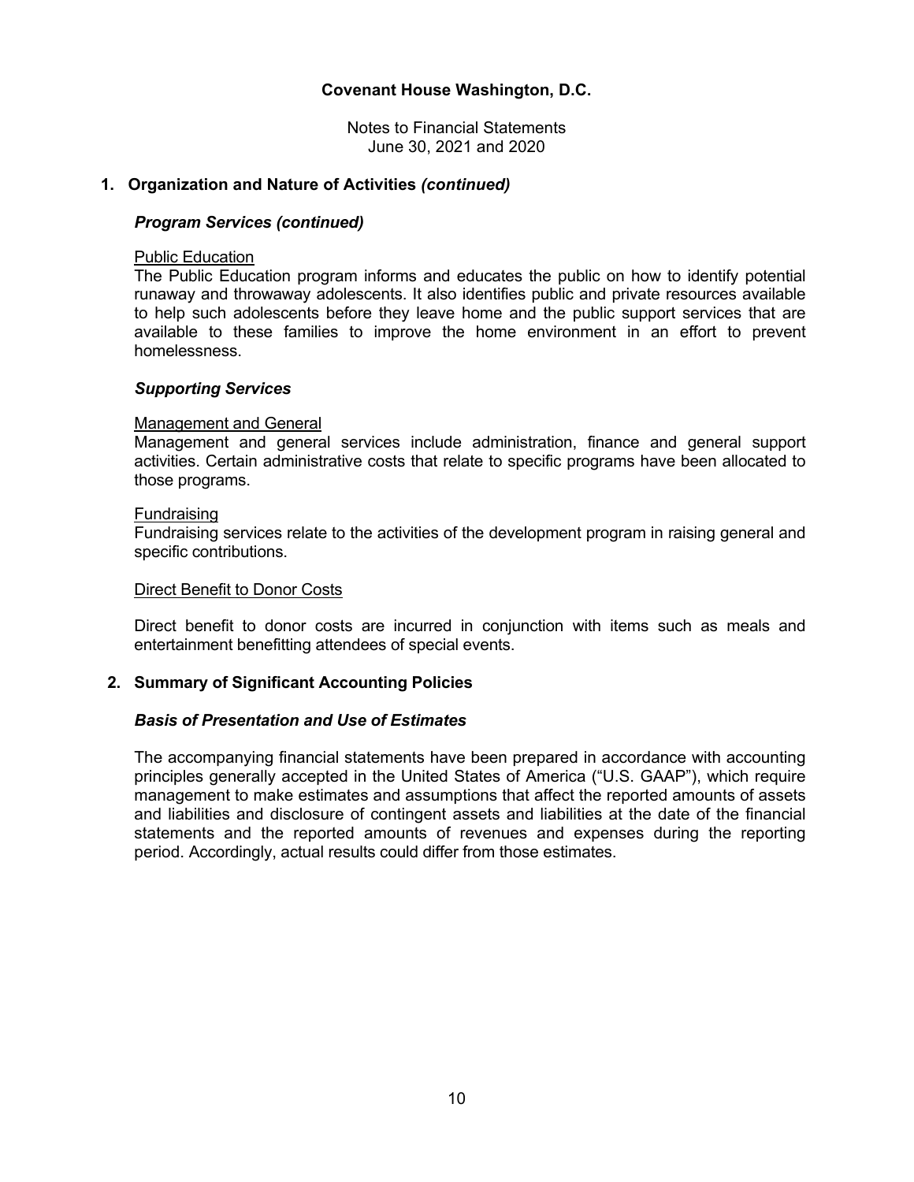## 1. Organization and Nature of Activities *(continued)*

### *Program Services (continued)*

Public Education

The Public Education program informs and educates the public on how to identify potential runaway and throwaway adolescents. It also identifies public and private resources available to help such adolescents before they leave home and the public support services that are available to these families to improve the home environment in an effort to prevent homelessness.

### *Supporting Services*

Management and General

Management and general services include administration, finance and general support activities. Certain administrative costs that relate to specific programs have been allocated to those programs.

Fundraising

Fundraising services relate to the activities of the development program in raising general and specific contributions.

Direct Benefit to Donor Costs

Direct benefit to donor costs are incurred in conjunction with items such as meals and entertainment benefitting attendees of special events.

## 2. Summary of Significant Accounting Policies

### *Basis of Presentation and Use of Estimates*

The accompanying financial statements have been prepared in accordance with accounting principles generally accepted in the United States of America ("U.S. GAAP"), which require management to make estimates and assumptions that affect the reported amounts of assets and liabilities and disclosure of contingent assets and liabilities at the date of the financial statements and the reported amounts of revenues and expenses during the reporting period. Accordingly, actual results could differ from those estimates.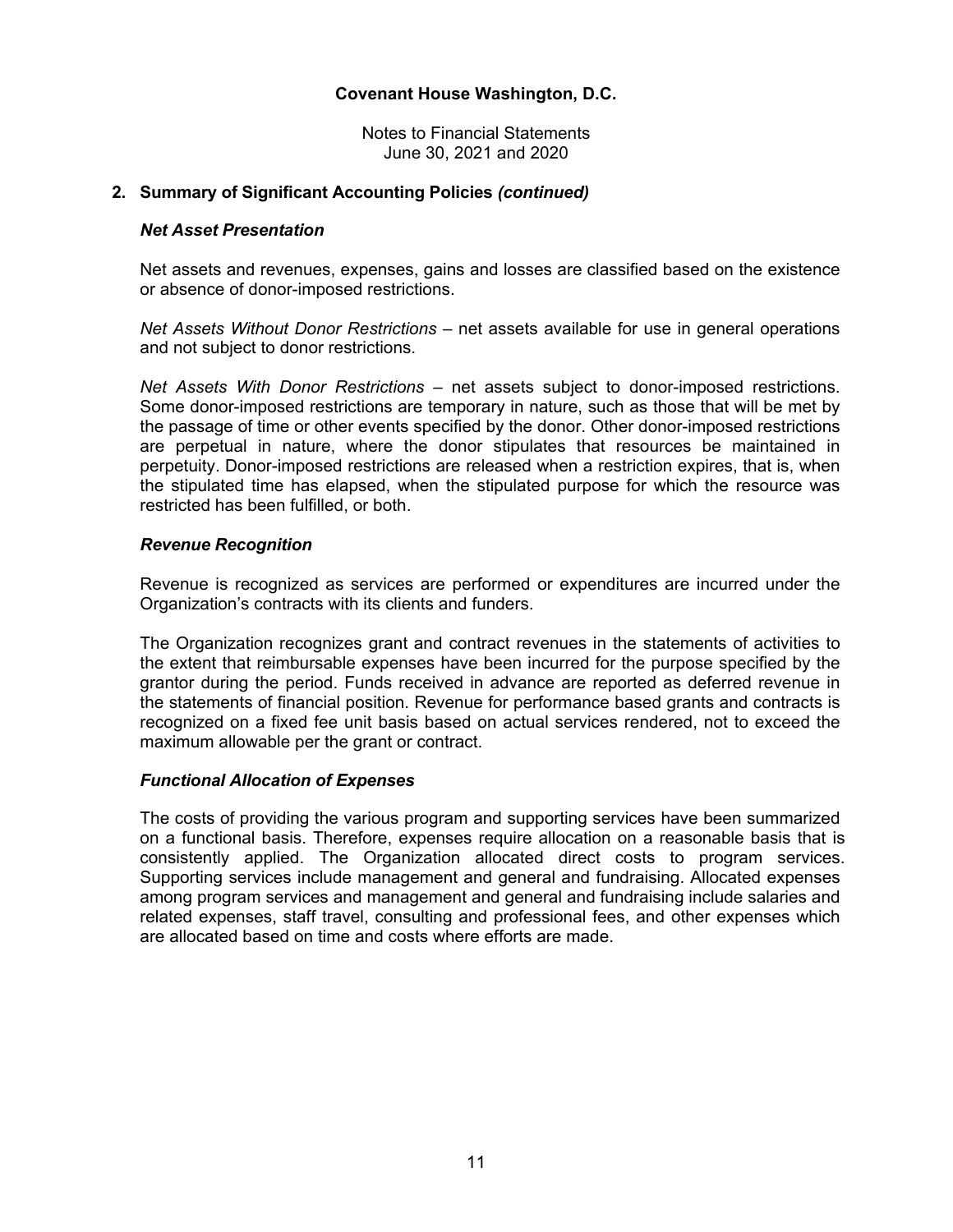## 2. Summary of Significant Accounting Policies *(continued)*

### *Net Asset Presentation*

Net assets and revenues, expenses, gains and losses are classified based on the existence or absence of donor-imposed restrictions.

*Net Assets Without Donor Restrictions* – net assets available for use in general operations and not subject to donor restrictions.

*Net Assets With Donor Restrictions* – net assets subject to donor-imposed restrictions. Some donor-imposed restrictions are temporary in nature, such as those that will be met by the passage of time or other events specified by the donor. Other donor-imposed restrictions are perpetual in nature, where the donor stipulates that resources be maintained in perpetuity. Donor-imposed restrictions are released when a restriction expires, that is, when the stipulated time has elapsed, when the stipulated purpose for which the resource was restricted has been fulfilled, or both.

### *Revenue Recognition*

Revenue is recognized as services are performed or expenditures are incurred under the Organization's contracts with its clients and funders.

The Organization recognizes grant and contract revenues in the statements of activities to the extent that reimbursable expenses have been incurred for the purpose specified by the grantor during the period. Funds received in advance are reported as deferred revenue in the statements of financial position. Revenue for performance based grants and contracts is recognized on a fixed fee unit basis based on actual services rendered, not to exceed the maximum allowable per the grant or contract.

### *Functional Allocation of Expenses*

The costs of providing the various program and supporting services have been summarized on a functional basis. Therefore, expenses require allocation on a reasonable basis that is consistently applied. The Organization allocated direct costs to program services. Supporting services include management and general and fundraising. Allocated expenses among program services and management and general and fundraising include salaries and related expenses, staff travel, consulting and professional fees, and other expenses which are allocated based on time and costs where efforts are made.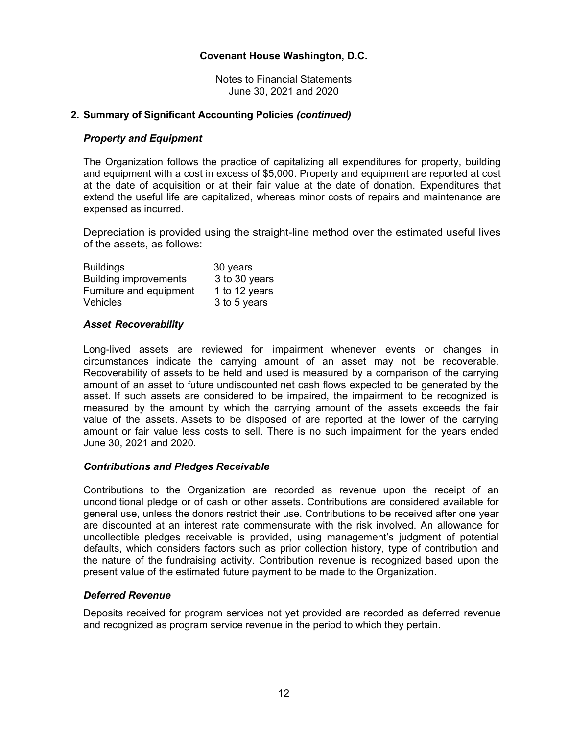## 2. Summary of Significant Accounting Policies *(continued)*

### *Property and Equipment*

The Organization follows the practice of capitalizing all expenditures for property, building and equipment with a cost in excess of $5,000. Property and equipment are reported at cost at the date of acquisition or at their fair value at the date of donation. Expenditures that extend the useful life are capitalized, whereas minor costs of repairs and maintenance are expensed as incurred.

Depreciation is provided using the straight-line method over the estimated useful lives of the assets, as follows:

| | |
|---|---|
| Buildings | 30 years |
| Building improvements | 3 to 30 years |
| Furniture and equipment | 1 to 12 years |
| Vehicles | 3 to 5 years |

### *Asset Recoverability*

Long-lived assets are reviewed for impairment whenever events or changes in circumstances indicate the carrying amount of an asset may not be recoverable. Recoverability of assets to be held and used is measured by a comparison of the carrying amount of an asset to future undiscounted net cash flows expected to be generated by the asset. If such assets are considered to be impaired, the impairment to be recognized is measured by the amount by which the carrying amount of the assets exceeds the fair value of the assets. Assets to be disposed of are reported at the lower of the carrying amount or fair value less costs to sell. There is no such impairment for the years ended June 30, 2021 and 2020.

### *Contributions and Pledges Receivable*

Contributions to the Organization are recorded as revenue upon the receipt of an unconditional pledge or of cash or other assets. Contributions are considered available for general use, unless the donors restrict their use. Contributions to be received after one year are discounted at an interest rate commensurate with the risk involved. An allowance for uncollectible pledges receivable is provided, using management's judgment of potential defaults, which considers factors such as prior collection history, type of contribution and the nature of the fundraising activity. Contribution revenue is recognized based upon the present value of the estimated future payment to be made to the Organization.

### *Deferred Revenue*

Deposits received for program services not yet provided are recorded as deferred revenue and recognized as program service revenue in the period to which they pertain.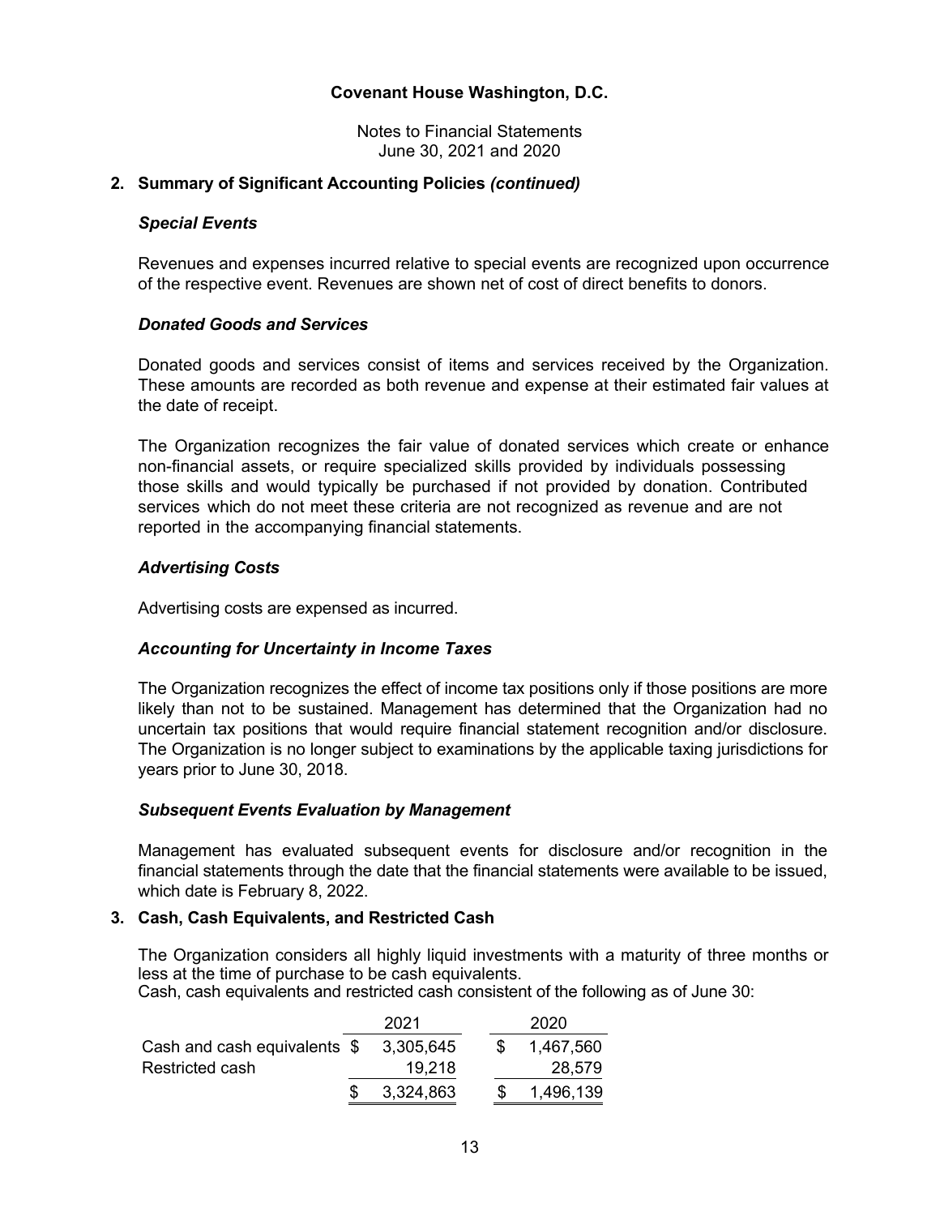## 2. Summary of Significant Accounting Policies *(continued)*

### *Special Events*

Revenues and expenses incurred relative to special events are recognized upon occurrence of the respective event. Revenues are shown net of cost of direct benefits to donors.

### *Donated Goods and Services*

Donated goods and services consist of items and services received by the Organization. These amounts are recorded as both revenue and expense at their estimated fair values at the date of receipt.

The Organization recognizes the fair value of donated services which create or enhance non-financial assets, or require specialized skills provided by individuals possessing those skills and would typically be purchased if not provided by donation. Contributed services which do not meet these criteria are not recognized as revenue and are not reported in the accompanying financial statements.

### *Advertising Costs*

Advertising costs are expensed as incurred.

### *Accounting for Uncertainty in Income Taxes*

The Organization recognizes the effect of income tax positions only if those positions are more likely than not to be sustained. Management has determined that the Organization had no uncertain tax positions that would require financial statement recognition and/or disclosure. The Organization is no longer subject to examinations by the applicable taxing jurisdictions for years prior to June 30, 2018.

### *Subsequent Events Evaluation by Management*

Management has evaluated subsequent events for disclosure and/or recognition in the financial statements through the date that the financial statements were available to be issued, which date is February 8, 2022.

## 3. Cash, Cash Equivalents, and Restricted Cash

The Organization considers all highly liquid investments with a maturity of three months or less at the time of purchase to be cash equivalents.
Cash, cash equivalents and restricted cash consistent of the following as of June 30:

| | 2021 | 2020 |
|---|---|---|
| Cash and cash equivalents | $ 3,305,645 | $ 1,467,560 |
| Restricted cash | 19,218 | 28,579 |
| | $ 3,324,863 | $ 1,496,139 |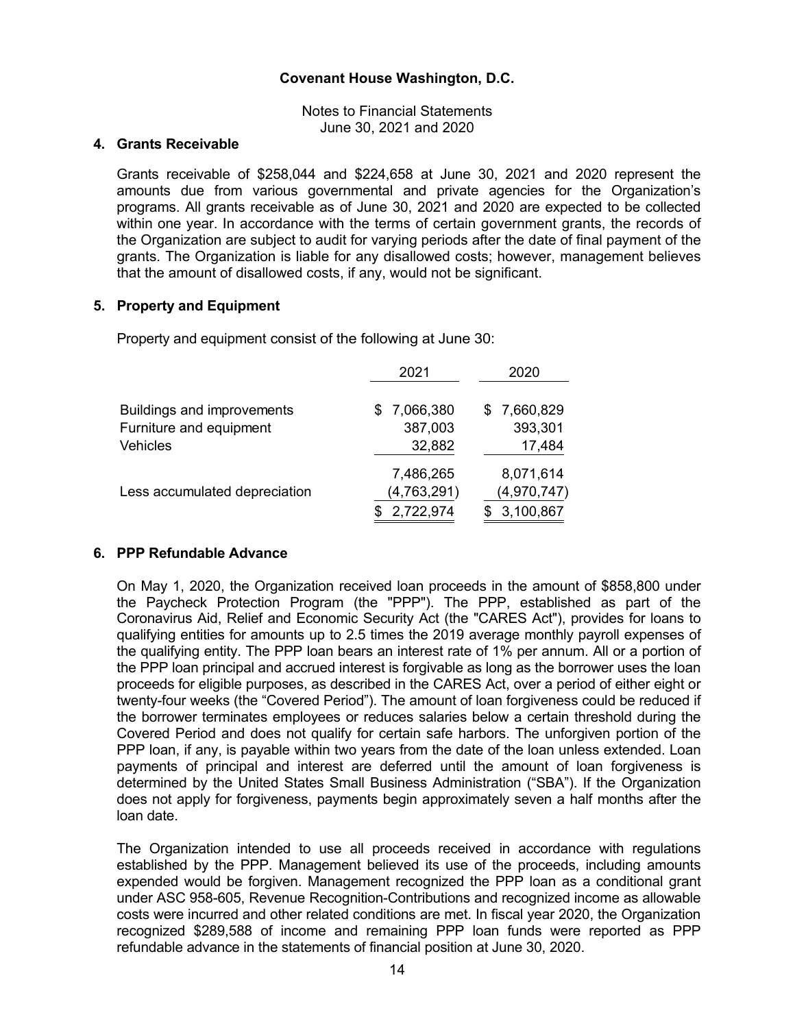Covenant House Washington, D.C.

Notes to Financial Statements
June 30, 2021 and 2020

## 4. Grants Receivable

Grants receivable of $258,044 and $224,658 at June 30, 2021 and 2020 represent the amounts due from various governmental and private agencies for the Organization's programs. All grants receivable as of June 30, 2021 and 2020 are expected to be collected within one year. In accordance with the terms of certain government grants, the records of the Organization are subject to audit for varying periods after the date of final payment of the grants. The Organization is liable for any disallowed costs; however, management believes that the amount of disallowed costs, if any, would not be significant.

## 5. Property and Equipment

Property and equipment consist of the following at June 30:

| | 2021 | 2020 |
|---|---|---|
| Buildings and improvements | $ 7,066,380 | $ 7,660,829 |
| Furniture and equipment | 387,003 | 393,301 |
| Vehicles | 32,882 | 17,484 |
| | 7,486,265 | 8,071,614 |
| Less accumulated depreciation | (4,763,291) | (4,970,747) |
| | $ 2,722,974 | $ 3,100,867 |

## 6. PPP Refundable Advance

On May 1, 2020, the Organization received loan proceeds in the amount of $858,800 under the Paycheck Protection Program (the "PPP"). The PPP, established as part of the Coronavirus Aid, Relief and Economic Security Act (the "CARES Act"), provides for loans to qualifying entities for amounts up to 2.5 times the 2019 average monthly payroll expenses of the qualifying entity. The PPP loan bears an interest rate of 1% per annum. All or a portion of the PPP loan principal and accrued interest is forgivable as long as the borrower uses the loan proceeds for eligible purposes, as described in the CARES Act, over a period of either eight or twenty-four weeks (the "Covered Period"). The amount of loan forgiveness could be reduced if the borrower terminates employees or reduces salaries below a certain threshold during the Covered Period and does not qualify for certain safe harbors. The unforgiven portion of the PPP loan, if any, is payable within two years from the date of the loan unless extended. Loan payments of principal and interest are deferred until the amount of loan forgiveness is determined by the United States Small Business Administration ("SBA"). If the Organization does not apply for forgiveness, payments begin approximately seven a half months after the loan date.

The Organization intended to use all proceeds received in accordance with regulations established by the PPP. Management believed its use of the proceeds, including amounts expended would be forgiven. Management recognized the PPP loan as a conditional grant under ASC 958-605, Revenue Recognition-Contributions and recognized income as allowable costs were incurred and other related conditions are met. In fiscal year 2020, the Organization recognized $289,588 of income and remaining PPP loan funds were reported as PPP refundable advance in the statements of financial position at June 30, 2020.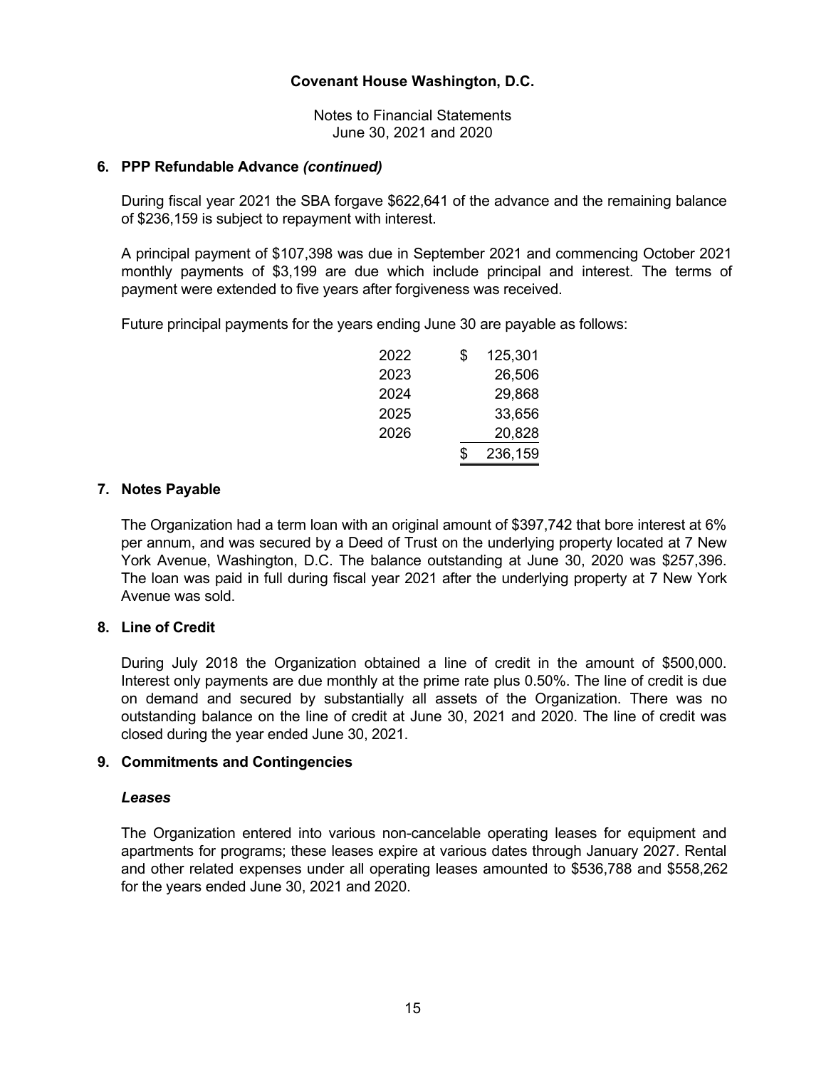### 6. PPP Refundable Advance *(continued)*

During fiscal year 2021 the SBA forgave $622,641 of the advance and the remaining balance of $236,159 is subject to repayment with interest.

A principal payment of $107,398 was due in September 2021 and commencing October 2021 monthly payments of $3,199 are due which include principal and interest. The terms of payment were extended to five years after forgiveness was received.

Future principal payments for the years ending June 30 are payable as follows:

| Year | Amount |
|---|---|
| 2022 | $ 125,301 |
| 2023 | 26,506 |
| 2024 | 29,868 |
| 2025 | 33,656 |
| 2026 | 20,828 |
| | $ 236,159 |

### 7. Notes Payable

The Organization had a term loan with an original amount of $397,742 that bore interest at 6% per annum, and was secured by a Deed of Trust on the underlying property located at 7 New York Avenue, Washington, D.C. The balance outstanding at June 30, 2020 was $257,396. The loan was paid in full during fiscal year 2021 after the underlying property at 7 New York Avenue was sold.

### 8. Line of Credit

During July 2018 the Organization obtained a line of credit in the amount of $500,000. Interest only payments are due monthly at the prime rate plus 0.50%. The line of credit is due on demand and secured by substantially all assets of the Organization. There was no outstanding balance on the line of credit at June 30, 2021 and 2020. The line of credit was closed during the year ended June 30, 2021.

### 9. Commitments and Contingencies

***Leases***

The Organization entered into various non-cancelable operating leases for equipment and apartments for programs; these leases expire at various dates through January 2027. Rental and other related expenses under all operating leases amounted to $536,788 and $558,262 for the years ended June 30, 2021 and 2020.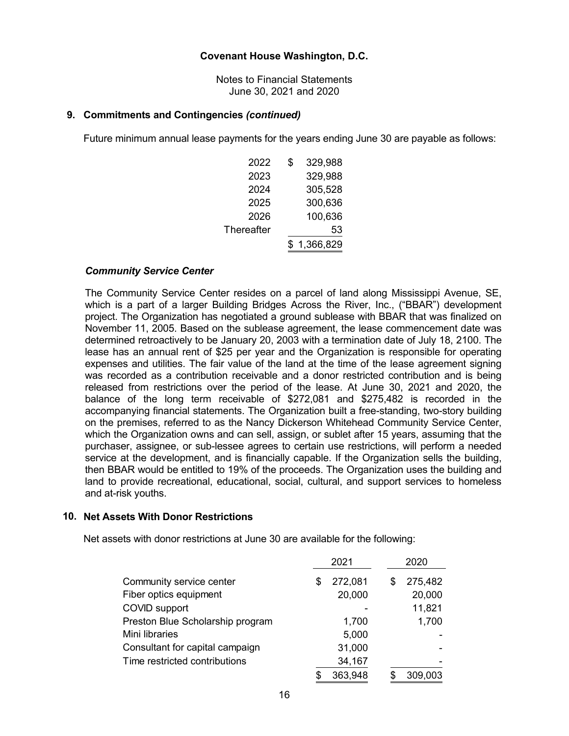# Covenant House Washington, D.C.

Notes to Financial Statements
June 30, 2021 and 2020

## 9. Commitments and Contingencies *(continued)*

Future minimum annual lease payments for the years ending June 30 are payable as follows:

| | |
|---|---|
| 2022 | $ 329,988 |
| 2023 | 329,988 |
| 2024 | 305,528 |
| 2025 | 300,636 |
| 2026 | 100,636 |
| Thereafter | 53 |
| | $ 1,366,829 |

### *Community Service Center*

The Community Service Center resides on a parcel of land along Mississippi Avenue, SE, which is a part of a larger Building Bridges Across the River, Inc., ("BBAR") development project. The Organization has negotiated a ground sublease with BBAR that was finalized on November 11, 2005. Based on the sublease agreement, the lease commencement date was determined retroactively to be January 20, 2003 with a termination date of July 18, 2100. The lease has an annual rent of $25 per year and the Organization is responsible for operating expenses and utilities. The fair value of the land at the time of the lease agreement signing was recorded as a contribution receivable and a donor restricted contribution and is being released from restrictions over the period of the lease. At June 30, 2021 and 2020, the balance of the long term receivable of $272,081 and $275,482 is recorded in the accompanying financial statements. The Organization built a free-standing, two-story building on the premises, referred to as the Nancy Dickerson Whitehead Community Service Center, which the Organization owns and can sell, assign, or sublet after 15 years, assuming that the purchaser, assignee, or sub-lessee agrees to certain use restrictions, will perform a needed service at the development, and is financially capable. If the Organization sells the building, then BBAR would be entitled to 19% of the proceeds. The Organization uses the building and land to provide recreational, educational, social, cultural, and support services to homeless and at-risk youths.

## 10. Net Assets With Donor Restrictions

Net assets with donor restrictions at June 30 are available for the following:

| | 2021 | 2020 |
|---|---|---|
| Community service center | $ 272,081 | $ 275,482 |
| Fiber optics equipment | 20,000 | 20,000 |
| COVID support | - | 11,821 |
| Preston Blue Scholarship program | 1,700 | 1,700 |
| Mini libraries | 5,000 | - |
| Consultant for capital campaign | 31,000 | - |
| Time restricted contributions | 34,167 | - |
| | $ 363,948 | $ 309,003 |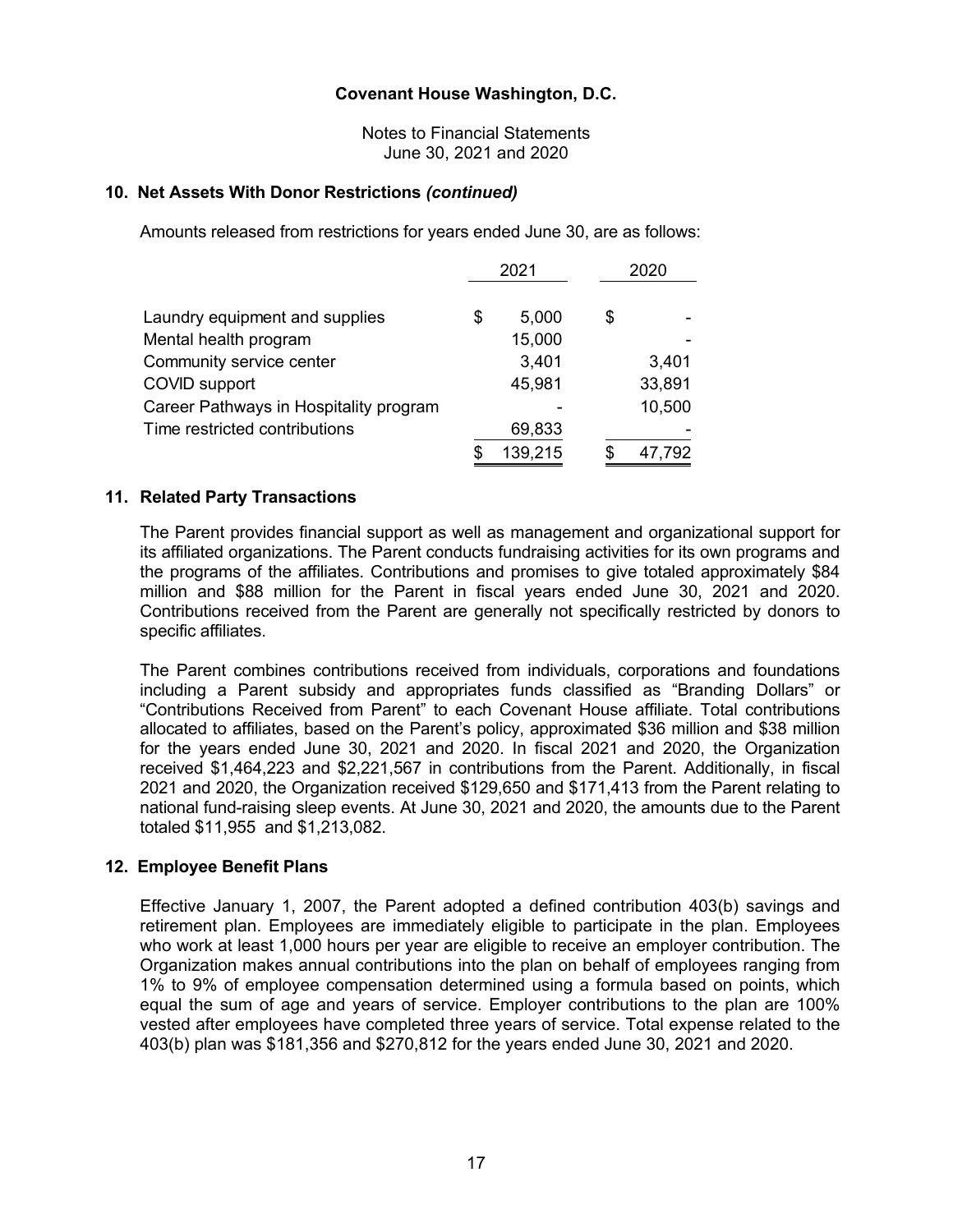# Covenant House Washington, D.C.

Notes to Financial Statements
June 30, 2021 and 2020

## 10. Net Assets With Donor Restrictions *(continued)*

Amounts released from restrictions for years ended June 30, are as follows:

| | 2021 | 2020 |
|---|---|---|
| Laundry equipment and supplies | $ 5,000 | $ - |
| Mental health program | 15,000 | - |
| Community service center | 3,401 | 3,401 |
| COVID support | 45,981 | 33,891 |
| Career Pathways in Hospitality program | - | 10,500 |
| Time restricted contributions | 69,833 | - |
| | $ 139,215 | $ 47,792 |

## 11. Related Party Transactions

The Parent provides financial support as well as management and organizational support for its affiliated organizations. The Parent conducts fundraising activities for its own programs and the programs of the affiliates. Contributions and promises to give totaled approximately $84 million and $88 million for the Parent in fiscal years ended June 30, 2021 and 2020. Contributions received from the Parent are generally not specifically restricted by donors to specific affiliates.

The Parent combines contributions received from individuals, corporations and foundations including a Parent subsidy and appropriates funds classified as "Branding Dollars" or "Contributions Received from Parent" to each Covenant House affiliate. Total contributions allocated to affiliates, based on the Parent's policy, approximated $36 million and $38 million for the years ended June 30, 2021 and 2020. In fiscal 2021 and 2020, the Organization received $1,464,223 and $2,221,567 in contributions from the Parent. Additionally, in fiscal 2021 and 2020, the Organization received $129,650 and $171,413 from the Parent relating to national fund-raising sleep events. At June 30, 2021 and 2020, the amounts due to the Parent totaled $11,955 and $1,213,082.

## 12. Employee Benefit Plans

Effective January 1, 2007, the Parent adopted a defined contribution 403(b) savings and retirement plan. Employees are immediately eligible to participate in the plan. Employees who work at least 1,000 hours per year are eligible to receive an employer contribution. The Organization makes annual contributions into the plan on behalf of employees ranging from 1% to 9% of employee compensation determined using a formula based on points, which equal the sum of age and years of service. Employer contributions to the plan are 100% vested after employees have completed three years of service. Total expense related to the 403(b) plan was $181,356 and $270,812 for the years ended June 30, 2021 and 2020.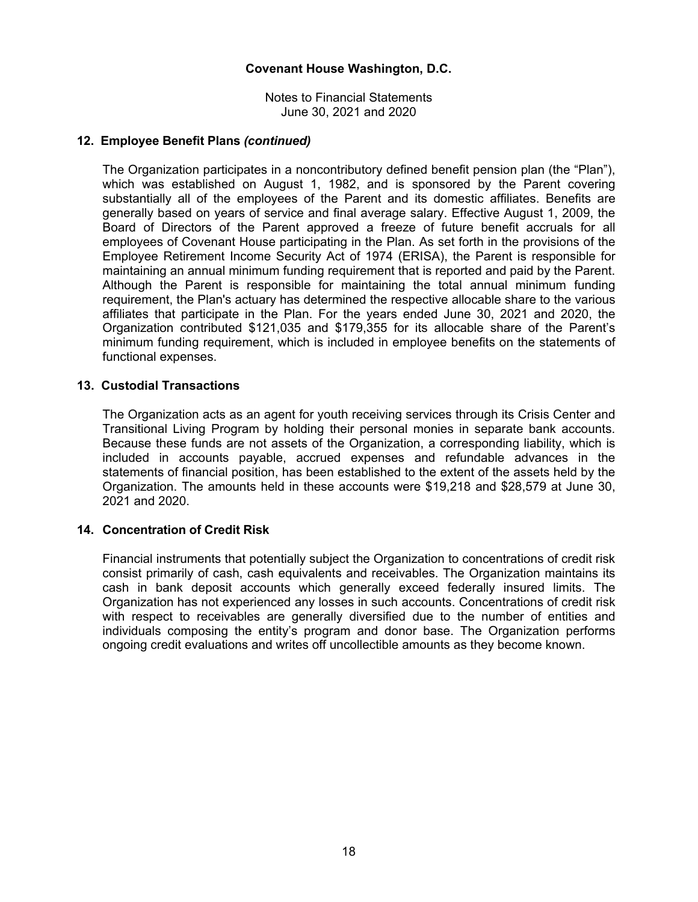## 12. Employee Benefit Plans *(continued)*

The Organization participates in a noncontributory defined benefit pension plan (the "Plan"), which was established on August 1, 1982, and is sponsored by the Parent covering substantially all of the employees of the Parent and its domestic affiliates. Benefits are generally based on years of service and final average salary. Effective August 1, 2009, the Board of Directors of the Parent approved a freeze of future benefit accruals for all employees of Covenant House participating in the Plan. As set forth in the provisions of the Employee Retirement Income Security Act of 1974 (ERISA), the Parent is responsible for maintaining an annual minimum funding requirement that is reported and paid by the Parent. Although the Parent is responsible for maintaining the total annual minimum funding requirement, the Plan's actuary has determined the respective allocable share to the various affiliates that participate in the Plan. For the years ended June 30, 2021 and 2020, the Organization contributed $121,035 and $179,355 for its allocable share of the Parent's minimum funding requirement, which is included in employee benefits on the statements of functional expenses.

## 13. Custodial Transactions

The Organization acts as an agent for youth receiving services through its Crisis Center and Transitional Living Program by holding their personal monies in separate bank accounts. Because these funds are not assets of the Organization, a corresponding liability, which is included in accounts payable, accrued expenses and refundable advances in the statements of financial position, has been established to the extent of the assets held by the Organization. The amounts held in these accounts were $19,218 and $28,579 at June 30, 2021 and 2020.

## 14. Concentration of Credit Risk

Financial instruments that potentially subject the Organization to concentrations of credit risk consist primarily of cash, cash equivalents and receivables. The Organization maintains its cash in bank deposit accounts which generally exceed federally insured limits. The Organization has not experienced any losses in such accounts. Concentrations of credit risk with respect to receivables are generally diversified due to the number of entities and individuals composing the entity's program and donor base. The Organization performs ongoing credit evaluations and writes off uncollectible amounts as they become known.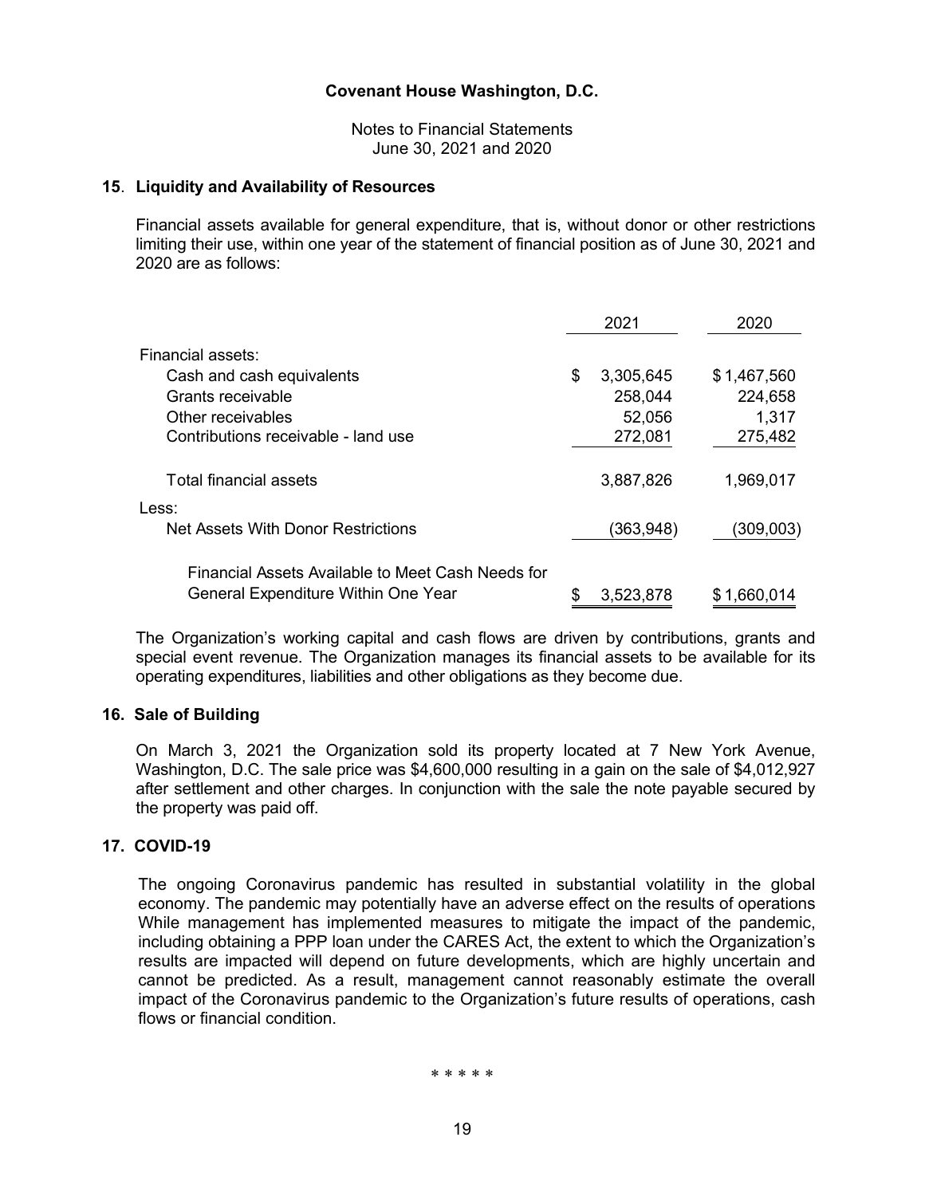# Covenant House Washington, D.C.

Notes to Financial Statements
June 30, 2021 and 2020

## 15. Liquidity and Availability of Resources

Financial assets available for general expenditure, that is, without donor or other restrictions limiting their use, within one year of the statement of financial position as of June 30, 2021 and 2020 are as follows:

| | 2021 | 2020 |
|---|---|---|
| Financial assets: | | |
| Cash and cash equivalents | $ 3,305,645 | $ 1,467,560 |
| Grants receivable | 258,044 | 224,658 |
| Other receivables | 52,056 | 1,317 |
| Contributions receivable - land use | 272,081 | 275,482 |
| Total financial assets | 3,887,826 | 1,969,017 |
| Less: | | |
| Net Assets With Donor Restrictions | (363,948) | (309,003) |
| Financial Assets Available to Meet Cash Needs for General Expenditure Within One Year | $ 3,523,878 | $ 1,660,014 |

The Organization's working capital and cash flows are driven by contributions, grants and special event revenue. The Organization manages its financial assets to be available for its operating expenditures, liabilities and other obligations as they become due.

## 16. Sale of Building

On March 3, 2021 the Organization sold its property located at 7 New York Avenue, Washington, D.C. The sale price was $4,600,000 resulting in a gain on the sale of $4,012,927 after settlement and other charges. In conjunction with the sale the note payable secured by the property was paid off.

## 17. COVID-19

The ongoing Coronavirus pandemic has resulted in substantial volatility in the global economy. The pandemic may potentially have an adverse effect on the results of operations While management has implemented measures to mitigate the impact of the pandemic, including obtaining a PPP loan under the CARES Act, the extent to which the Organization's results are impacted will depend on future developments, which are highly uncertain and cannot be predicted. As a result, management cannot reasonably estimate the overall impact of the Coronavirus pandemic to the Organization's future results of operations, cash flows or financial condition.

\* \* \* \* \*